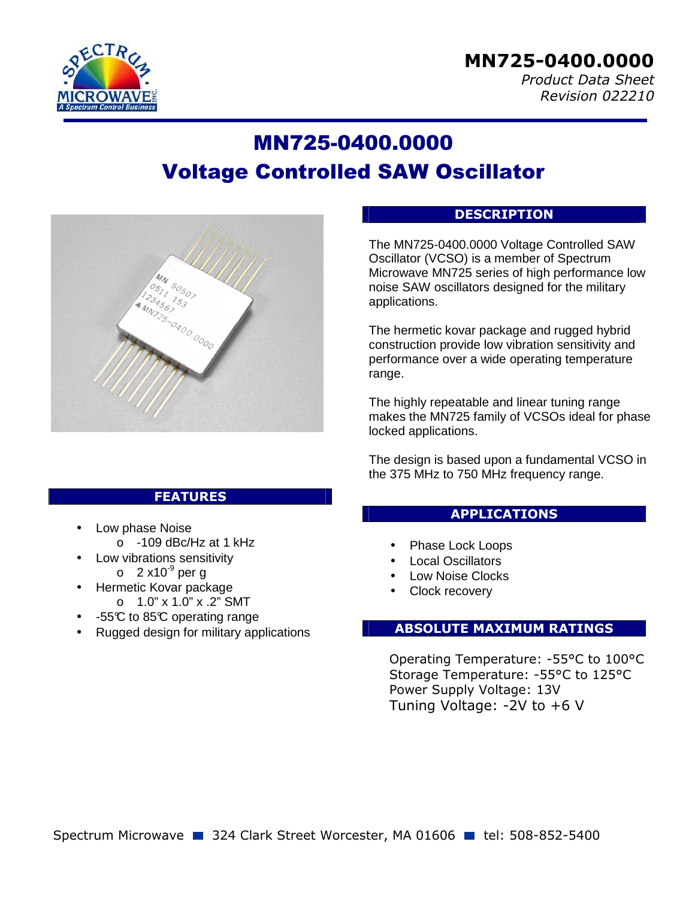# MN725-0400.0000

*Product Data Sheet*
*Revision 022210*

# MN725-0400.0000
# Voltage Controlled SAW Oscillator

## DESCRIPTION

The MN725-0400.0000 Voltage Controlled SAW Oscillator (VCSO) is a member of Spectrum Microwave MN725 series of high performance low noise SAW oscillators designed for the military applications.

The hermetic kovar package and rugged hybrid construction provide low vibration sensitivity and performance over a wide operating temperature range.

The highly repeatable and linear tuning range makes the MN725 family of VCSOs ideal for phase locked applications.

The design is based upon a fundamental VCSO in the 375 MHz to 750 MHz frequency range.

## FEATURES

- Low phase Noise
  - -109 dBc/Hz at 1 kHz
- Low vibrations sensitivity
  - 2 x$10^{-9}$ per g
- Hermetic Kovar package
  - 1.0" x 1.0" x .2" SMT
- -55℃ to 85℃ operating range
- Rugged design for military applications

## APPLICATIONS

- Phase Lock Loops
- Local Oscillators
- Low Noise Clocks
- Clock recovery

## ABSOLUTE MAXIMUM RATINGS

Operating Temperature: -55°C to 100°C
Storage Temperature: -55°C to 125°C
Power Supply Voltage: 13V
Tuning Voltage: -2V to +6 V

Spectrum Microwave ■ 324 Clark Street Worcester, MA 01606 ■ tel: 508-852-5400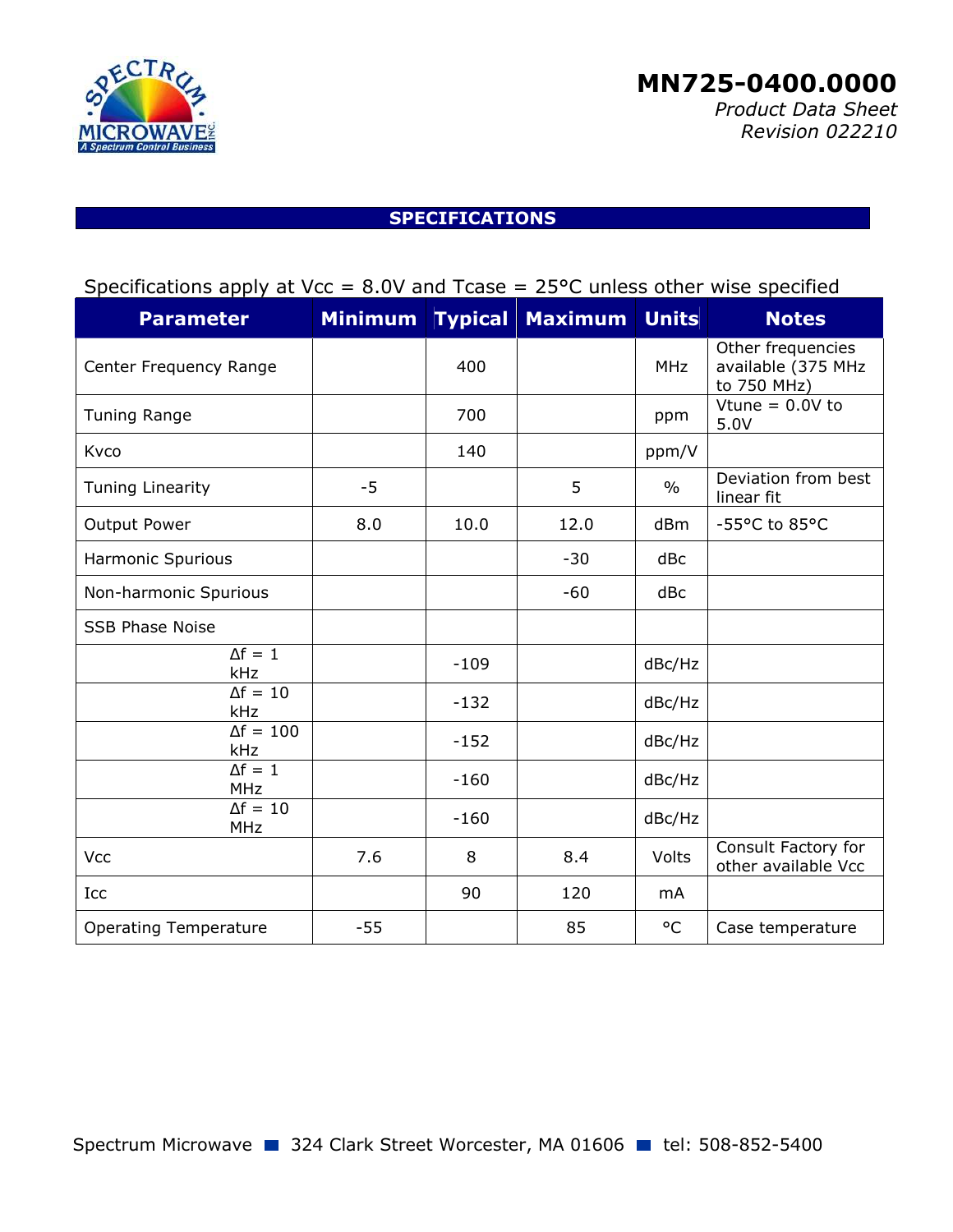# MN725-0400.0000

*Product Data Sheet*
*Revision 022210*

## SPECIFICATIONS

Specifications apply at Vcc = 8.0V and Tcase = 25°C unless other wise specified

| Parameter | Minimum | Typical | Maximum | Units | Notes |
|---|---|---|---|---|---|
| Center Frequency Range | | 400 | | MHz | Other frequencies available (375 MHz to 750 MHz) |
| Tuning Range | | 700 | | ppm | Vtune = 0.0V to 5.0V |
| Kvco | | 140 | | ppm/V | |
| Tuning Linearity | -5 | | 5 | % | Deviation from best linear fit |
| Output Power | 8.0 | 10.0 | 12.0 | dBm | -55°C to 85°C |
| Harmonic Spurious | | | -30 | dBc | |
| Non-harmonic Spurious | | | -60 | dBc | |
| SSB Phase Noise | | | | | |
| Δf = 1 kHz | | -109 | | dBc/Hz | |
| Δf = 10 kHz | | -132 | | dBc/Hz | |
| Δf = 100 kHz | | -152 | | dBc/Hz | |
| Δf = 1 MHz | | -160 | | dBc/Hz | |
| Δf = 10 MHz | | -160 | | dBc/Hz | |
| Vcc | 7.6 | 8 | 8.4 | Volts | Consult Factory for other available Vcc |
| Icc | | 90 | 120 | mA | |
| Operating Temperature | -55 | | 85 | °C | Case temperature |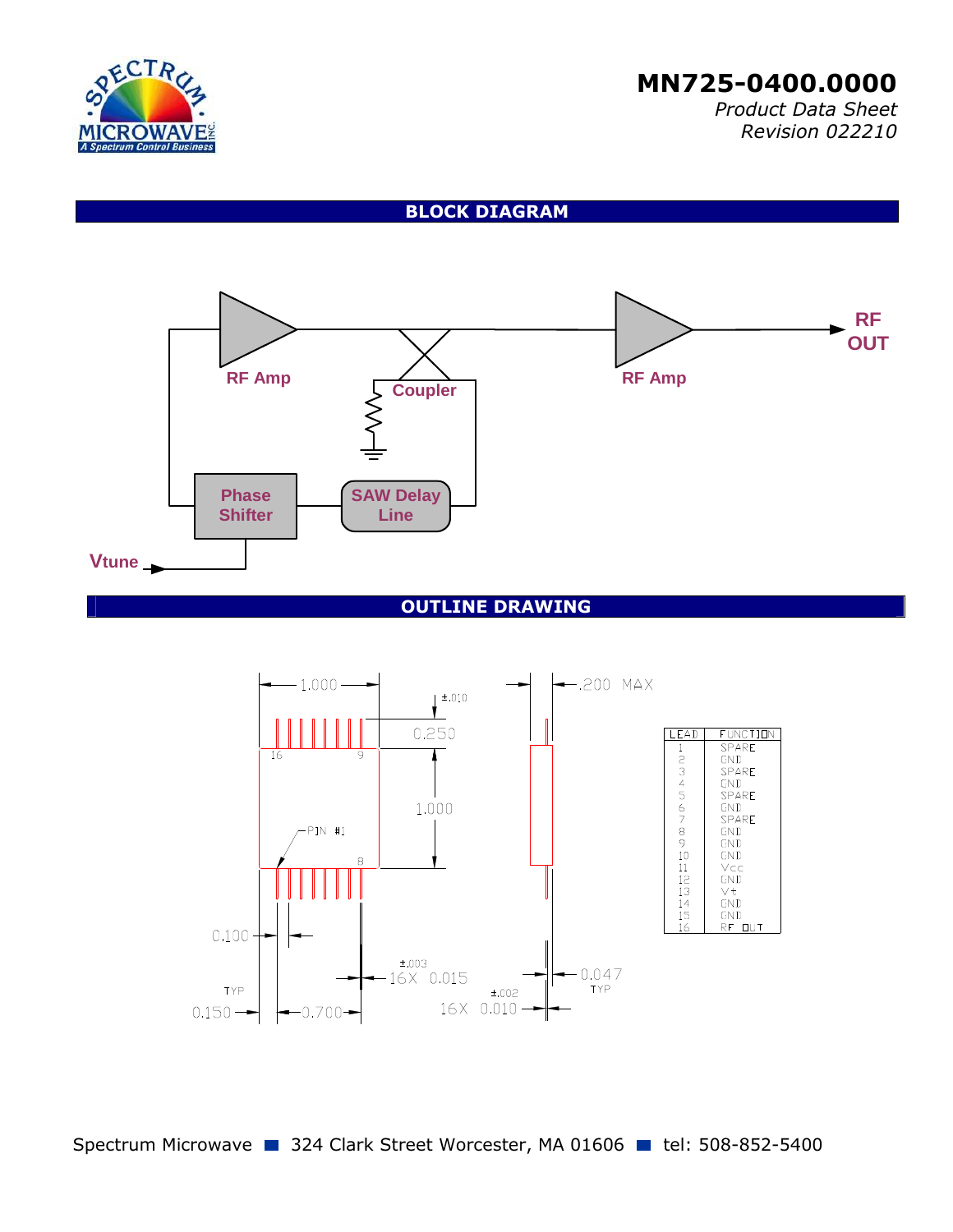# MN725-0400.0000

*Product Data Sheet*
*Revision 022210*

## BLOCK DIAGRAM

RF Amp — Coupler — RF Amp — RF OUT

Phase Shifter — SAW Delay Line

Vtune

## OUTLINE DRAWING

1.000 — .200 MAX — ±.010 — 0.250 — 1.000 — PIN #1 — 0.100 — TYP 0.150 — 0.700 — ±.003 16X 0.015 — ±.002 16X 0.010 — 0.047 TYP

| LEAD | FUNCTION |
|---|---|
| 1 | SPARE |
| 2 | GND |
| 3 | SPARE |
| 4 | GND |
| 5 | SPARE |
| 6 | GND |
| 7 | SPARE |
| 8 | GND |
| 9 | GND |
| 10 | GND |
| 11 | Vcc |
| 12 | GND |
| 13 | V+ |
| 14 | GND |
| 15 | GND |
| 16 | RF OUT |

Spectrum Microwave ■ 324 Clark Street Worcester, MA 01606 ■ tel: 508-852-5400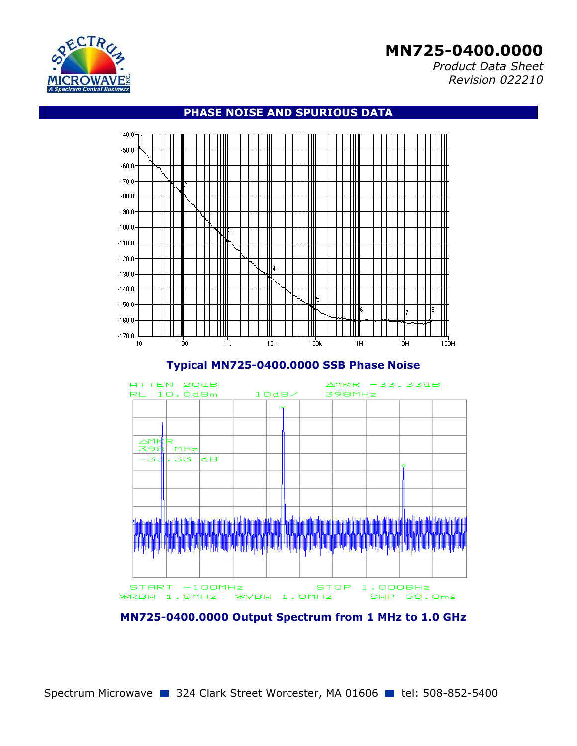## PHASE NOISE AND SPURIOUS DATA

-40.0
-50.0
-60.0
-70.0
-80.0
-90.0
-100.0
-110.0
-120.0
-130.0
-140.0
-150.0
-160.0
-170.0

10 100 1k 10k 100k 1M 10M 100M

1 2 3 4 5 6 7 8

**Typical MN725-0400.0000 SSB Phase Noise**

ATTEN 20dB
RL 10.0dBm
10dB/
ΔMKR -33.33dB
398MHz

ΔMKR
398 MHz
-33.33 dB

START -100MHz
STOP 1.000GHz
*RBW 1.0MHz
*VBW 1.0MHz
SWP 50.0ms

**MN725-0400.0000 Output Spectrum from 1 MHz to 1.0 GHz**

Spectrum Microwave ■ 324 Clark Street Worcester, MA 01606 ■ tel: 508-852-5400